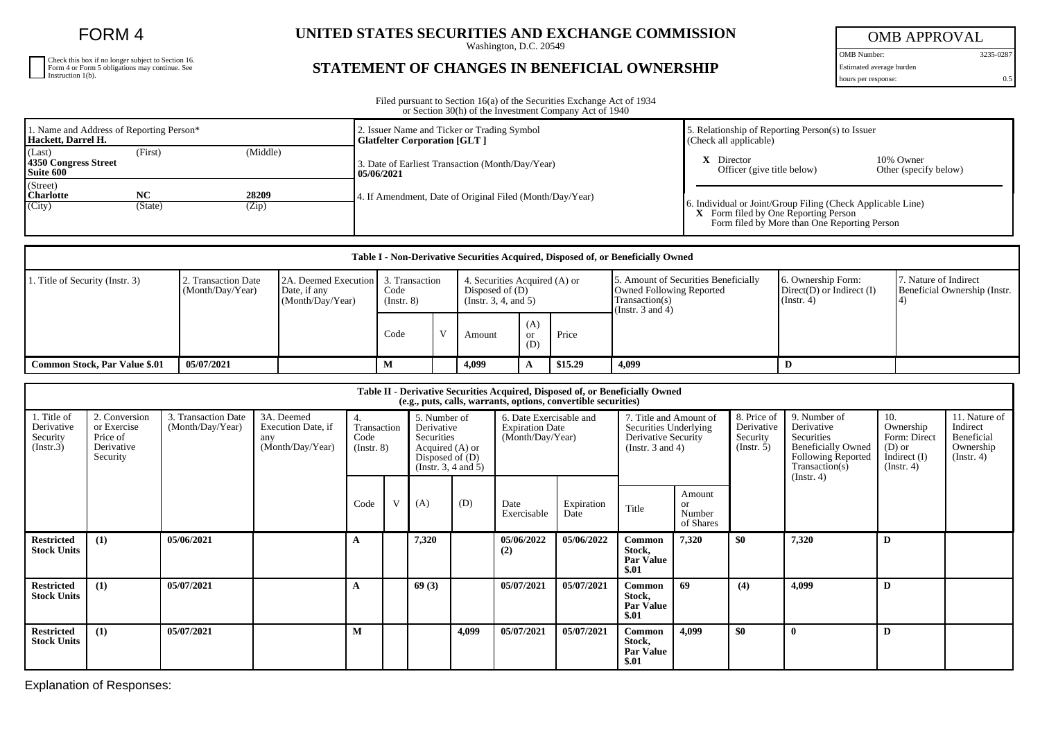# FORM 4

☐ Check this box if no longer subject to Section 16. Form 4 or Form 5 obligations may continue. See Instruction 1(b).

## UNITED STATES SECURITIES AND EXCHANGE COMMISSION

Washington, D.C. 20549

## STATEMENT OF CHANGES IN BENEFICIAL OWNERSHIP

| OMB APPROVAL | |
|---|---|
| OMB Number: | 3235-0287 |
| Estimated average burden | |
| hours per response: | 0.5 |

Filed pursuant to Section 16(a) of the Securities Exchange Act of 1934 or Section 30(h) of the Investment Company Act of 1940

| 1. Name and Address of Reporting Person* | 2. Issuer Name and Ticker or Trading Symbol | 5. Relationship of Reporting Person(s) to Issuer (Check all applicable) |
|---|---|---|
| **Hackett, Darrel H.** | **Glatfelter Corporation [GLT ]** | **X** Director / 10% Owner / Officer (give title below) / Other (specify below) |
| (Last) (First) (Middle) **4350 Congress Street Suite 600** | 3. Date of Earliest Transaction (Month/Day/Year) **05/06/2021** | |
| (Street) **Charlotte NC 28209** (City) (State) (Zip) | 4. If Amendment, Date of Original Filed (Month/Day/Year) | 6. Individual or Joint/Group Filing (Check Applicable Line) **X** Form filed by One Reporting Person / Form filed by More than One Reporting Person |

**Table I - Non-Derivative Securities Acquired, Disposed of, or Beneficially Owned**

| 1. Title of Security (Instr. 3) | 2. Transaction Date (Month/Day/Year) | 2A. Deemed Execution Date, if any (Month/Day/Year) | 3. Transaction Code (Instr. 8) | | 4. Securities Acquired (A) or Disposed of (D) (Instr. 3, 4, and 5) | | | 5. Amount of Securities Beneficially Owned Following Reported Transaction(s) (Instr. 3 and 4) | 6. Ownership Form: Direct(D) or Indirect (I) (Instr. 4) | 7. Nature of Indirect Beneficial Ownership (Instr. 4) |
|---|---|---|---|---|---|---|---|---|---|---|
| | | | Code | V | Amount | (A) or (D) | Price | | | |
| **Common Stock, Par Value $.01** | **05/07/2021** | | **M** | | **4,099** | **A** | **$15.29** | **4,099** | **D** | |

**Table II - Derivative Securities Acquired, Disposed of, or Beneficially Owned (e.g., puts, calls, warrants, options, convertible securities)**

| 1. Title of Derivative Security (Instr.3) | 2. Conversion or Exercise Price of Derivative Security | 3. Transaction Date (Month/Day/Year) | 3A. Deemed Execution Date, if any (Month/Day/Year) | 4. Transaction Code (Instr. 8) | | 5. Number of Derivative Securities Acquired (A) or Disposed of (D) (Instr. 3, 4 and 5) | | 6. Date Exercisable and Expiration Date (Month/Day/Year) | | 7. Title and Amount of Securities Underlying Derivative Security (Instr. 3 and 4) | | 8. Price of Derivative Security (Instr. 5) | 9. Number of Derivative Securities Beneficially Owned Following Reported Transaction(s) (Instr. 4) | 10. Ownership Form: Direct (D) or Indirect (I) (Instr. 4) | 11. Nature of Indirect Beneficial Ownership (Instr. 4) |
|---|---|---|---|---|---|---|---|---|---|---|---|---|---|---|---|
| | | | | Code | V | (A) | (D) | Date Exercisable | Expiration Date | Title | Amount or Number of Shares | | | | |
| **Restricted Stock Units** | **(1)** | **05/06/2021** | | **A** | | **7,320** | | **05/06/2022 (2)** | **05/06/2022** | **Common Stock, Par Value $.01** | **7,320** | **$0** | **7,320** | **D** | |
| **Restricted Stock Units** | **(1)** | **05/07/2021** | | **A** | | **69 (3)** | | **05/07/2021** | **05/07/2021** | **Common Stock, Par Value $.01** | **69** | **(4)** | **4,099** | **D** | |
| **Restricted Stock Units** | **(1)** | **05/07/2021** | | **M** | | | **4,099** | **05/07/2021** | **05/07/2021** | **Common Stock, Par Value $.01** | **4,099** | **$0** | **0** | **D** | |

Explanation of Responses: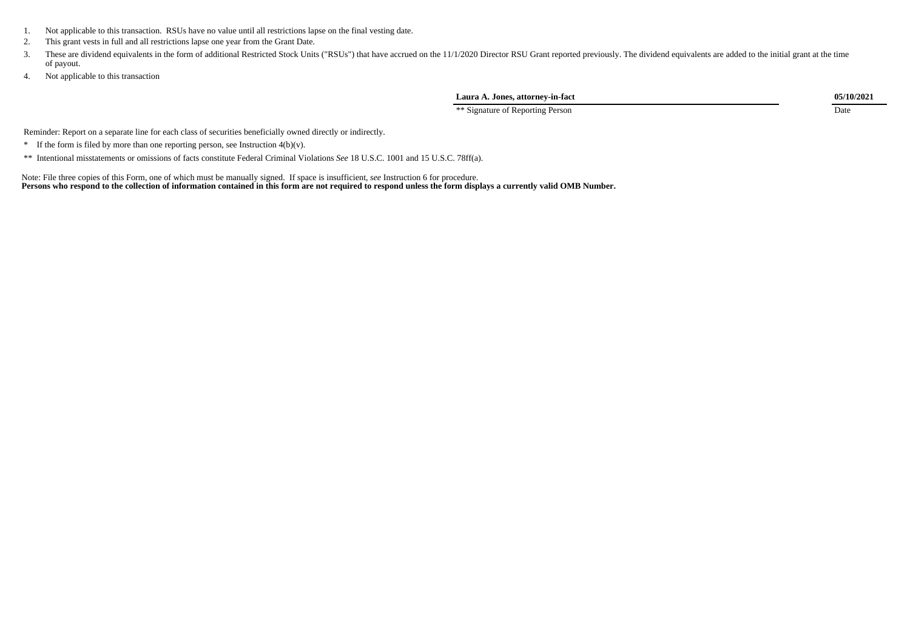1. Not applicable to this transaction. RSUs have no value until all restrictions lapse on the final vesting date.
2. This grant vests in full and all restrictions lapse one year from the Grant Date.
3. These are dividend equivalents in the form of additional Restricted Stock Units ("RSUs") that have accrued on the 11/1/2020 Director RSU Grant reported previously. The dividend equivalents are added to the initial grant at the time of payout.
4. Not applicable to this transaction

| | |
|---|---|
| **Laura A. Jones, attorney-in-fact** | **05/10/2021** |
| ** Signature of Reporting Person | Date |

Reminder: Report on a separate line for each class of securities beneficially owned directly or indirectly.

\* If the form is filed by more than one reporting person, see Instruction 4(b)(v).

** Intentional misstatements or omissions of facts constitute Federal Criminal Violations *See* 18 U.S.C. 1001 and 15 U.S.C. 78ff(a).

Note: File three copies of this Form, one of which must be manually signed. If space is insufficient, *see* Instruction 6 for procedure.

**Persons who respond to the collection of information contained in this form are not required to respond unless the form displays a currently valid OMB Number.**